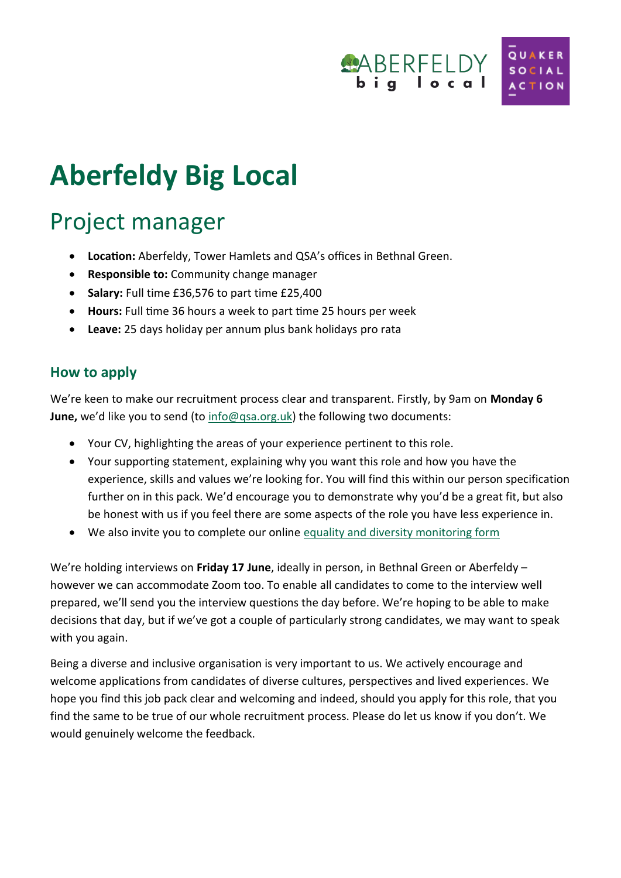# Aberfeldy Big Local

## Project manager

- **Location:** Aberfeldy, Tower Hamlets and QSA's offices in Bethnal Green.
- **Responsible to:** Community change manager
- **Salary:** Full time £36,576 to part time £25,400
- **Hours:** Full time 36 hours a week to part time 25 hours per week
- **Leave:** 25 days holiday per annum plus bank holidays pro rata

### How to apply

We're keen to make our recruitment process clear and transparent. Firstly, by 9am on **Monday 6 June,** we'd like you to send (to info@qsa.org.uk) the following two documents:

- Your CV, highlighting the areas of your experience pertinent to this role.
- Your supporting statement, explaining why you want this role and how you have the experience, skills and values we're looking for. You will find this within our person specification further on in this pack. We'd encourage you to demonstrate why you'd be a great fit, but also be honest with us if you feel there are some aspects of the role you have less experience in.
- We also invite you to complete our online equality and diversity monitoring form

We're holding interviews on **Friday 17 June**, ideally in person, in Bethnal Green or Aberfeldy – however we can accommodate Zoom too. To enable all candidates to come to the interview well prepared, we'll send you the interview questions the day before. We're hoping to be able to make decisions that day, but if we've got a couple of particularly strong candidates, we may want to speak with you again.

Being a diverse and inclusive organisation is very important to us. We actively encourage and welcome applications from candidates of diverse cultures, perspectives and lived experiences. We hope you find this job pack clear and welcoming and indeed, should you apply for this role, that you find the same to be true of our whole recruitment process. Please do let us know if you don't. We would genuinely welcome the feedback.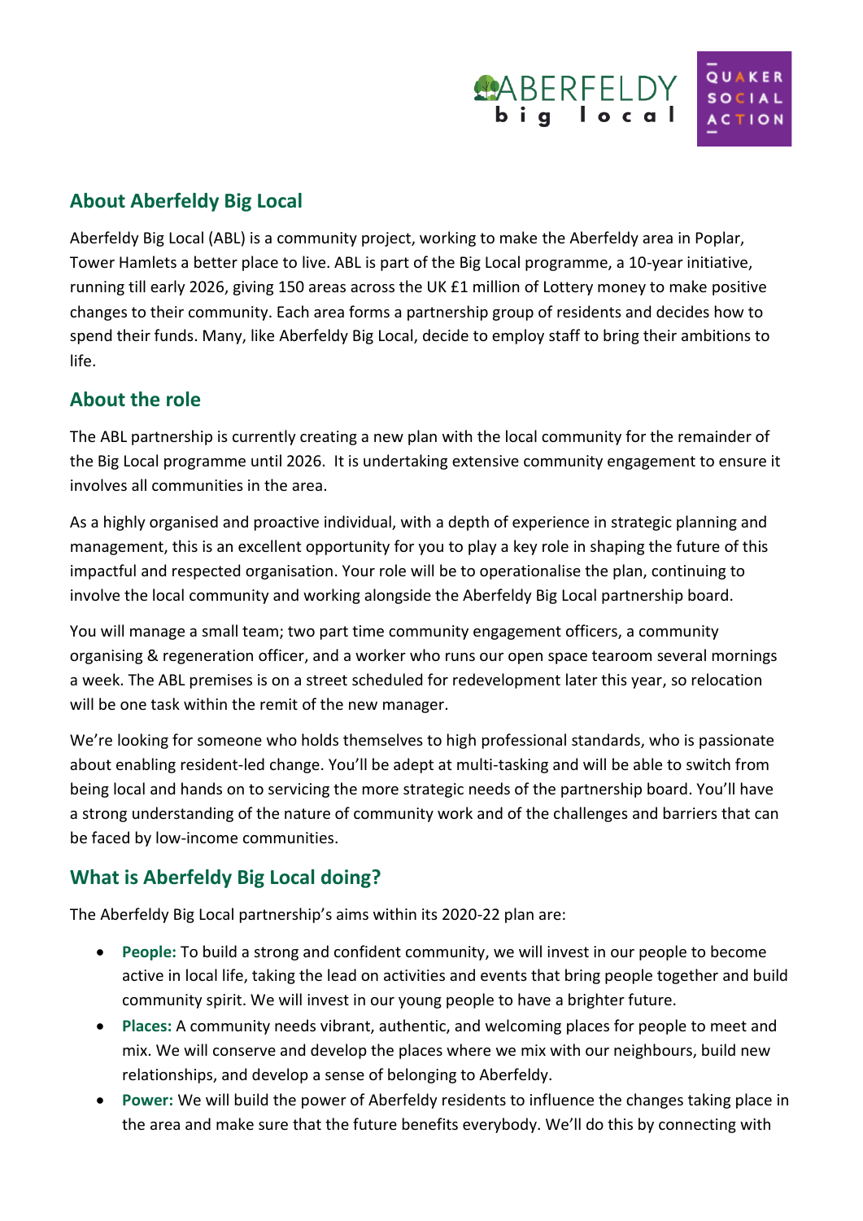## About Aberfeldy Big Local

Aberfeldy Big Local (ABL) is a community project, working to make the Aberfeldy area in Poplar, Tower Hamlets a better place to live. ABL is part of the Big Local programme, a 10-year initiative, running till early 2026, giving 150 areas across the UK £1 million of Lottery money to make positive changes to their community. Each area forms a partnership group of residents and decides how to spend their funds. Many, like Aberfeldy Big Local, decide to employ staff to bring their ambitions to life.

## About the role

The ABL partnership is currently creating a new plan with the local community for the remainder of the Big Local programme until 2026. It is undertaking extensive community engagement to ensure it involves all communities in the area.

As a highly organised and proactive individual, with a depth of experience in strategic planning and management, this is an excellent opportunity for you to play a key role in shaping the future of this impactful and respected organisation. Your role will be to operationalise the plan, continuing to involve the local community and working alongside the Aberfeldy Big Local partnership board.

You will manage a small team; two part time community engagement officers, a community organising & regeneration officer, and a worker who runs our open space tearoom several mornings a week. The ABL premises is on a street scheduled for redevelopment later this year, so relocation will be one task within the remit of the new manager.

We're looking for someone who holds themselves to high professional standards, who is passionate about enabling resident-led change. You'll be adept at multi-tasking and will be able to switch from being local and hands on to servicing the more strategic needs of the partnership board. You'll have a strong understanding of the nature of community work and of the challenges and barriers that can be faced by low-income communities.

## What is Aberfeldy Big Local doing?

The Aberfeldy Big Local partnership's aims within its 2020-22 plan are:

- **People:** To build a strong and confident community, we will invest in our people to become active in local life, taking the lead on activities and events that bring people together and build community spirit. We will invest in our young people to have a brighter future.
- **Places:** A community needs vibrant, authentic, and welcoming places for people to meet and mix. We will conserve and develop the places where we mix with our neighbours, build new relationships, and develop a sense of belonging to Aberfeldy.
- **Power:** We will build the power of Aberfeldy residents to influence the changes taking place in the area and make sure that the future benefits everybody. We'll do this by connecting with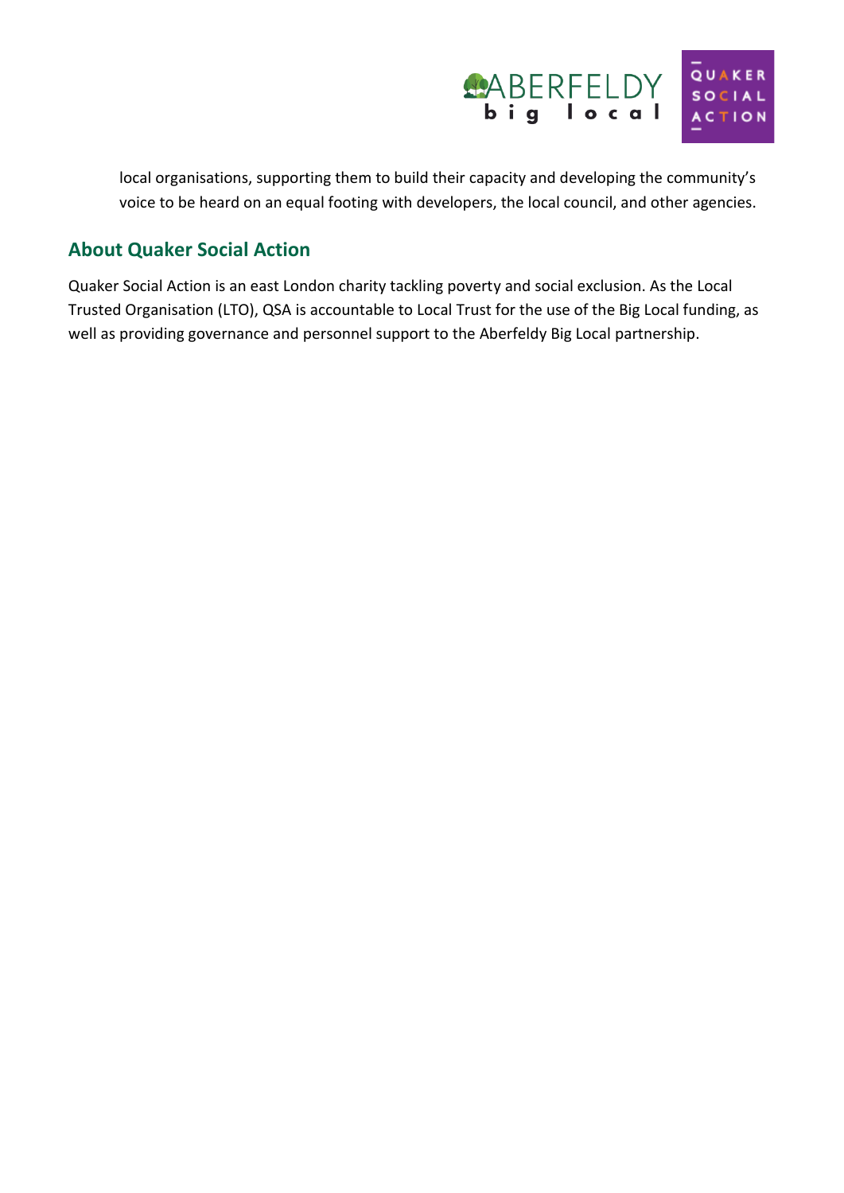local organisations, supporting them to build their capacity and developing the community's voice to be heard on an equal footing with developers, the local council, and other agencies.

## About Quaker Social Action

Quaker Social Action is an east London charity tackling poverty and social exclusion. As the Local Trusted Organisation (LTO), QSA is accountable to Local Trust for the use of the Big Local funding, as well as providing governance and personnel support to the Aberfeldy Big Local partnership.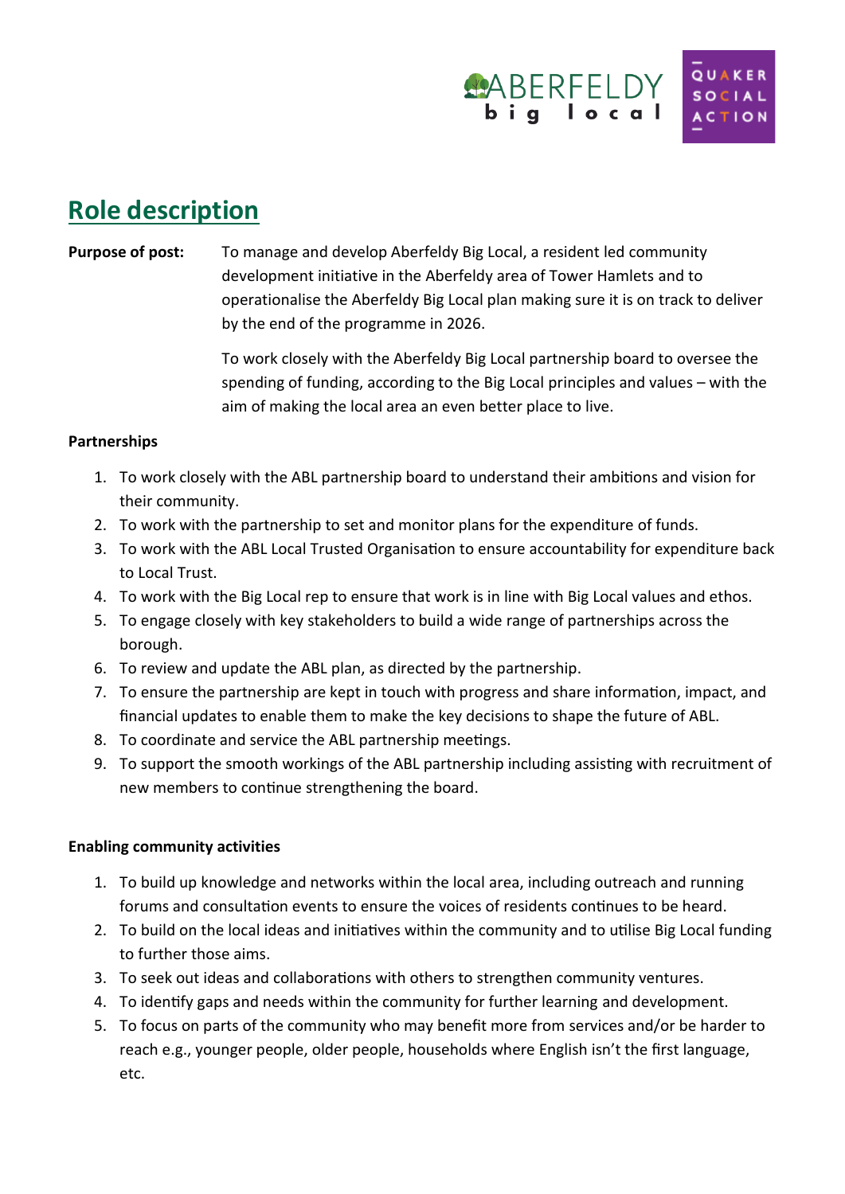## Role description

**Purpose of post:** To manage and develop Aberfeldy Big Local, a resident led community development initiative in the Aberfeldy area of Tower Hamlets and to operationalise the Aberfeldy Big Local plan making sure it is on track to deliver by the end of the programme in 2026.

To work closely with the Aberfeldy Big Local partnership board to oversee the spending of funding, according to the Big Local principles and values – with the aim of making the local area an even better place to live.

**Partnerships**

1. To work closely with the ABL partnership board to understand their ambitions and vision for their community.
2. To work with the partnership to set and monitor plans for the expenditure of funds.
3. To work with the ABL Local Trusted Organisation to ensure accountability for expenditure back to Local Trust.
4. To work with the Big Local rep to ensure that work is in line with Big Local values and ethos.
5. To engage closely with key stakeholders to build a wide range of partnerships across the borough.
6. To review and update the ABL plan, as directed by the partnership.
7. To ensure the partnership are kept in touch with progress and share information, impact, and financial updates to enable them to make the key decisions to shape the future of ABL.
8. To coordinate and service the ABL partnership meetings.
9. To support the smooth workings of the ABL partnership including assisting with recruitment of new members to continue strengthening the board.

**Enabling community activities**

1. To build up knowledge and networks within the local area, including outreach and running forums and consultation events to ensure the voices of residents continues to be heard.
2. To build on the local ideas and initiatives within the community and to utilise Big Local funding to further those aims.
3. To seek out ideas and collaborations with others to strengthen community ventures.
4. To identify gaps and needs within the community for further learning and development.
5. To focus on parts of the community who may benefit more from services and/or be harder to reach e.g., younger people, older people, households where English isn't the first language, etc.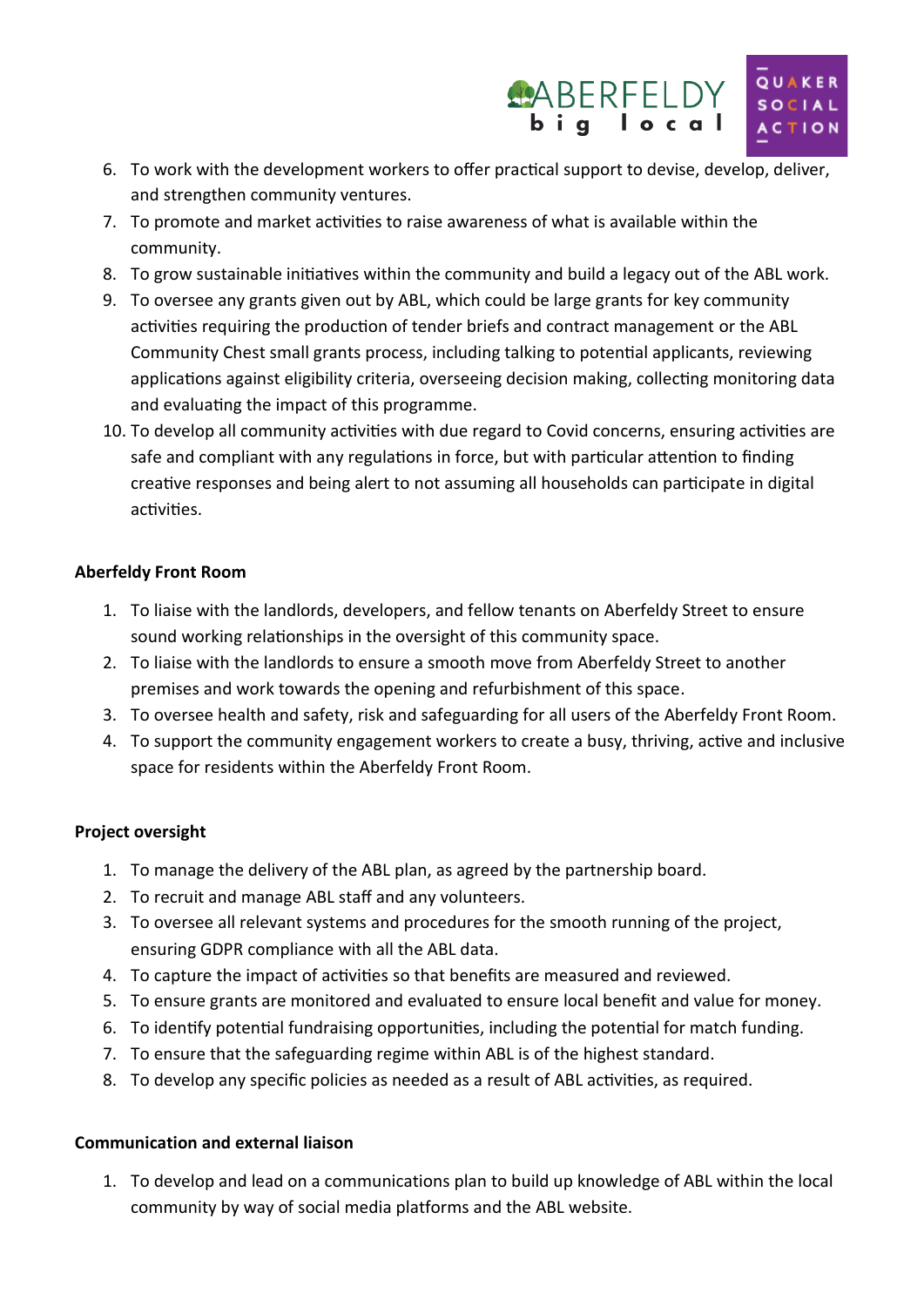6. To work with the development workers to offer practical support to devise, develop, deliver, and strengthen community ventures.
7. To promote and market activities to raise awareness of what is available within the community.
8. To grow sustainable initiatives within the community and build a legacy out of the ABL work.
9. To oversee any grants given out by ABL, which could be large grants for key community activities requiring the production of tender briefs and contract management or the ABL Community Chest small grants process, including talking to potential applicants, reviewing applications against eligibility criteria, overseeing decision making, collecting monitoring data and evaluating the impact of this programme.
10. To develop all community activities with due regard to Covid concerns, ensuring activities are safe and compliant with any regulations in force, but with particular attention to finding creative responses and being alert to not assuming all households can participate in digital activities.

**Aberfeldy Front Room**

1. To liaise with the landlords, developers, and fellow tenants on Aberfeldy Street to ensure sound working relationships in the oversight of this community space.
2. To liaise with the landlords to ensure a smooth move from Aberfeldy Street to another premises and work towards the opening and refurbishment of this space.
3. To oversee health and safety, risk and safeguarding for all users of the Aberfeldy Front Room.
4. To support the community engagement workers to create a busy, thriving, active and inclusive space for residents within the Aberfeldy Front Room.

**Project oversight**

1. To manage the delivery of the ABL plan, as agreed by the partnership board.
2. To recruit and manage ABL staff and any volunteers.
3. To oversee all relevant systems and procedures for the smooth running of the project, ensuring GDPR compliance with all the ABL data.
4. To capture the impact of activities so that benefits are measured and reviewed.
5. To ensure grants are monitored and evaluated to ensure local benefit and value for money.
6. To identify potential fundraising opportunities, including the potential for match funding.
7. To ensure that the safeguarding regime within ABL is of the highest standard.
8. To develop any specific policies as needed as a result of ABL activities, as required.

**Communication and external liaison**

1. To develop and lead on a communications plan to build up knowledge of ABL within the local community by way of social media platforms and the ABL website.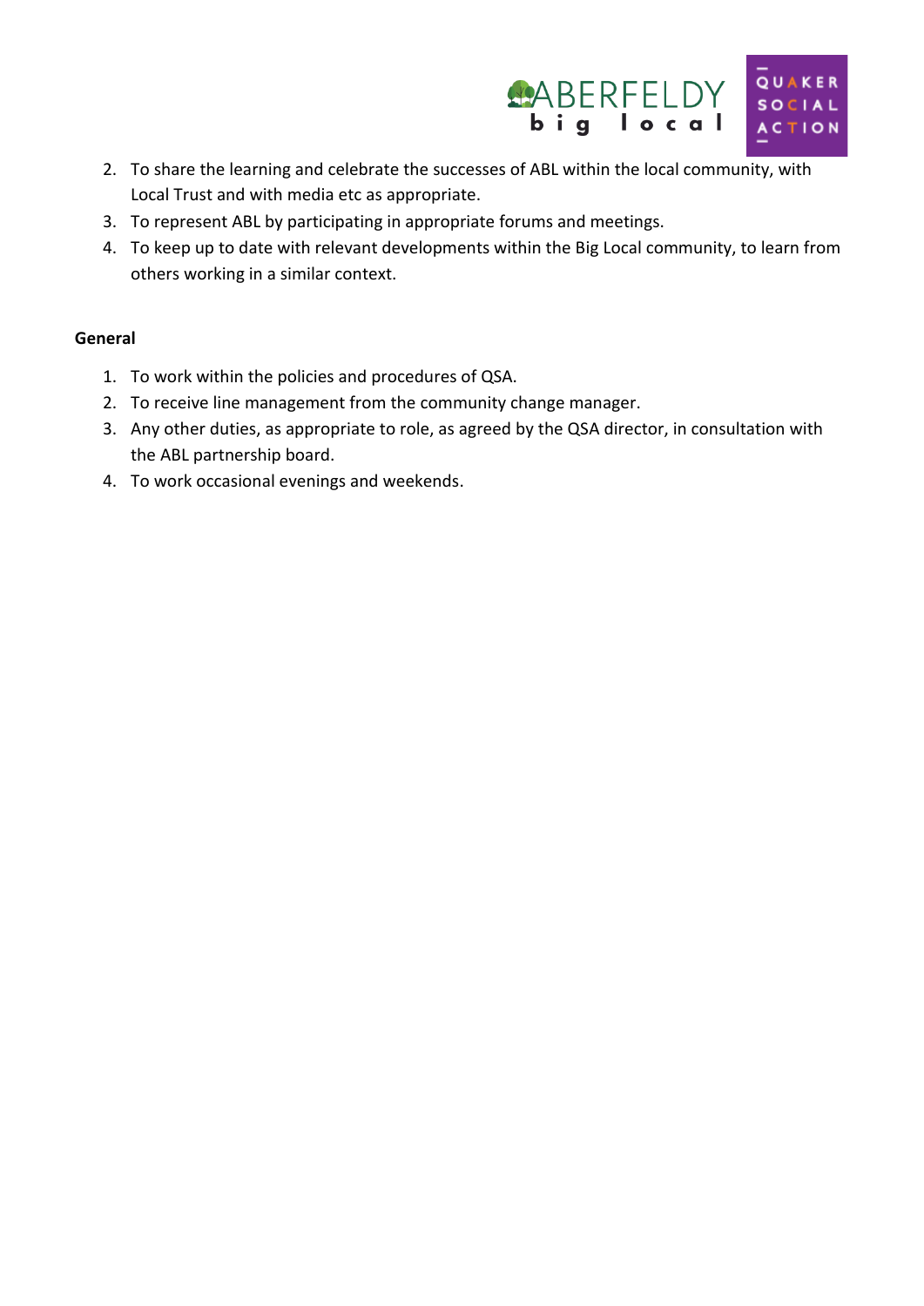2. To share the learning and celebrate the successes of ABL within the local community, with Local Trust and with media etc as appropriate.
3. To represent ABL by participating in appropriate forums and meetings.
4. To keep up to date with relevant developments within the Big Local community, to learn from others working in a similar context.

**General**

1. To work within the policies and procedures of QSA.
2. To receive line management from the community change manager.
3. Any other duties, as appropriate to role, as agreed by the QSA director, in consultation with the ABL partnership board.
4. To work occasional evenings and weekends.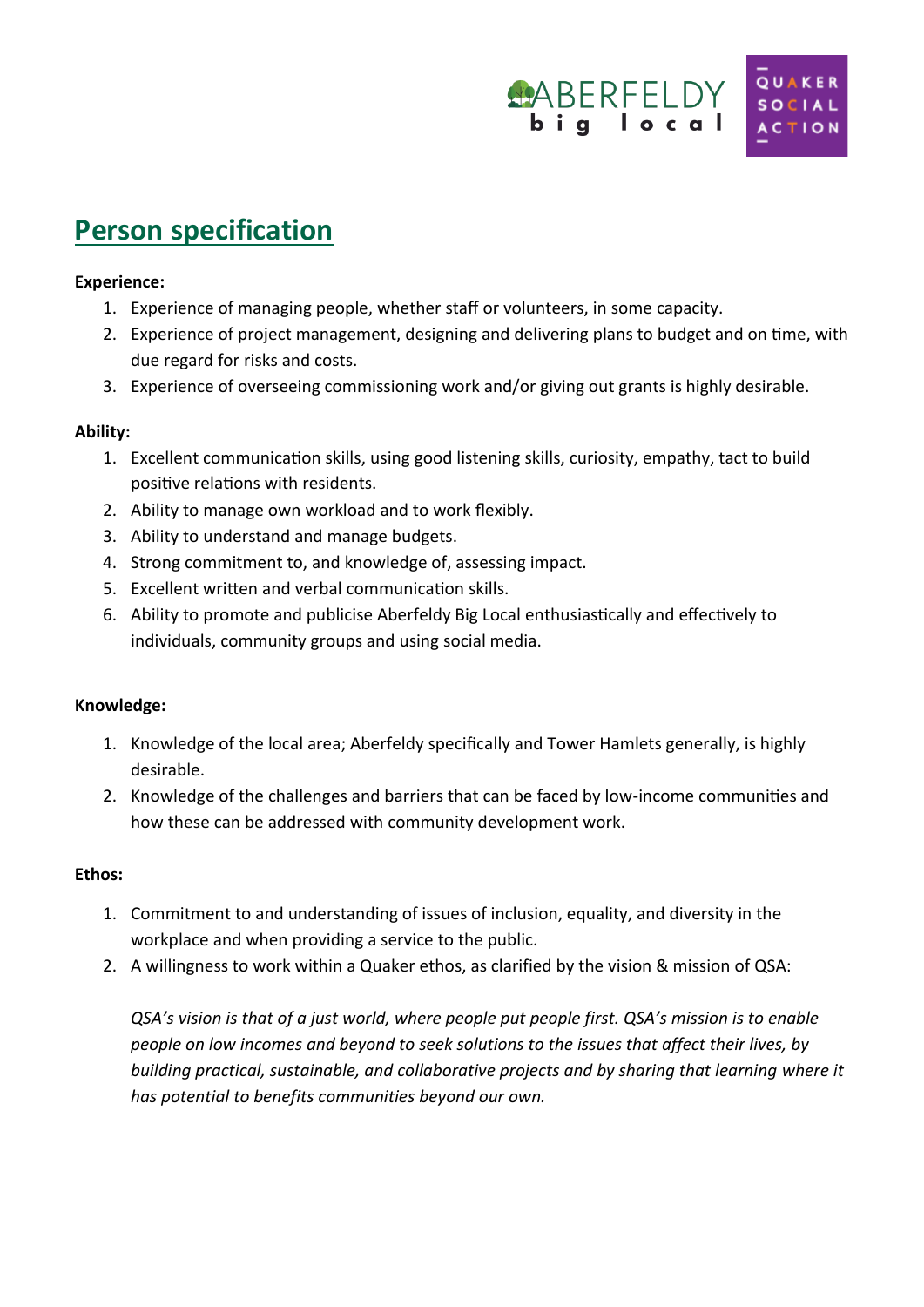# Person specification

**Experience:**

1. Experience of managing people, whether staff or volunteers, in some capacity.
2. Experience of project management, designing and delivering plans to budget and on time, with due regard for risks and costs.
3. Experience of overseeing commissioning work and/or giving out grants is highly desirable.

**Ability:**

1. Excellent communication skills, using good listening skills, curiosity, empathy, tact to build positive relations with residents.
2. Ability to manage own workload and to work flexibly.
3. Ability to understand and manage budgets.
4. Strong commitment to, and knowledge of, assessing impact.
5. Excellent written and verbal communication skills.
6. Ability to promote and publicise Aberfeldy Big Local enthusiastically and effectively to individuals, community groups and using social media.

**Knowledge:**

1. Knowledge of the local area; Aberfeldy specifically and Tower Hamlets generally, is highly desirable.
2. Knowledge of the challenges and barriers that can be faced by low-income communities and how these can be addressed with community development work.

**Ethos:**

1. Commitment to and understanding of issues of inclusion, equality, and diversity in the workplace and when providing a service to the public.
2. A willingness to work within a Quaker ethos, as clarified by the vision & mission of QSA:

   *QSA's vision is that of a just world, where people put people first. QSA's mission is to enable people on low incomes and beyond to seek solutions to the issues that affect their lives, by building practical, sustainable, and collaborative projects and by sharing that learning where it has potential to benefits communities beyond our own.*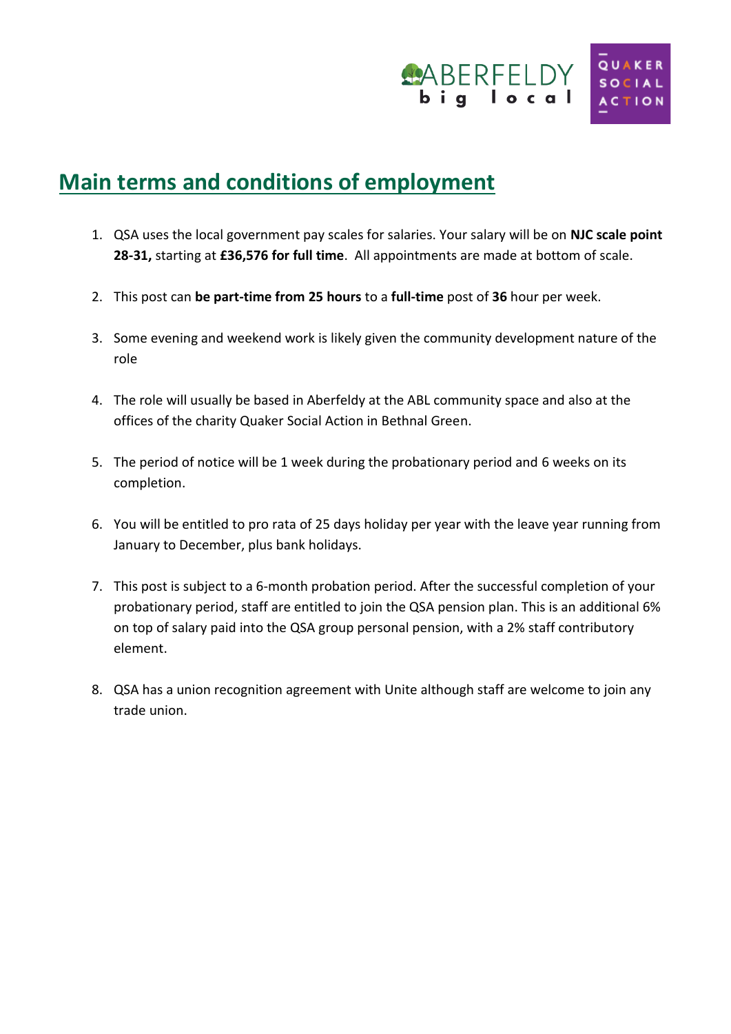# Main terms and conditions of employment

1. QSA uses the local government pay scales for salaries. Your salary will be on **NJC scale point 28-31,** starting at **£36,576 for full time**. All appointments are made at bottom of scale.

2. This post can **be part-time from 25 hours** to a **full-time** post of **36** hour per week.

3. Some evening and weekend work is likely given the community development nature of the role

4. The role will usually be based in Aberfeldy at the ABL community space and also at the offices of the charity Quaker Social Action in Bethnal Green.

5. The period of notice will be 1 week during the probationary period and 6 weeks on its completion.

6. You will be entitled to pro rata of 25 days holiday per year with the leave year running from January to December, plus bank holidays.

7. This post is subject to a 6-month probation period. After the successful completion of your probationary period, staff are entitled to join the QSA pension plan. This is an additional 6% on top of salary paid into the QSA group personal pension, with a 2% staff contributory element.

8. QSA has a union recognition agreement with Unite although staff are welcome to join any trade union.